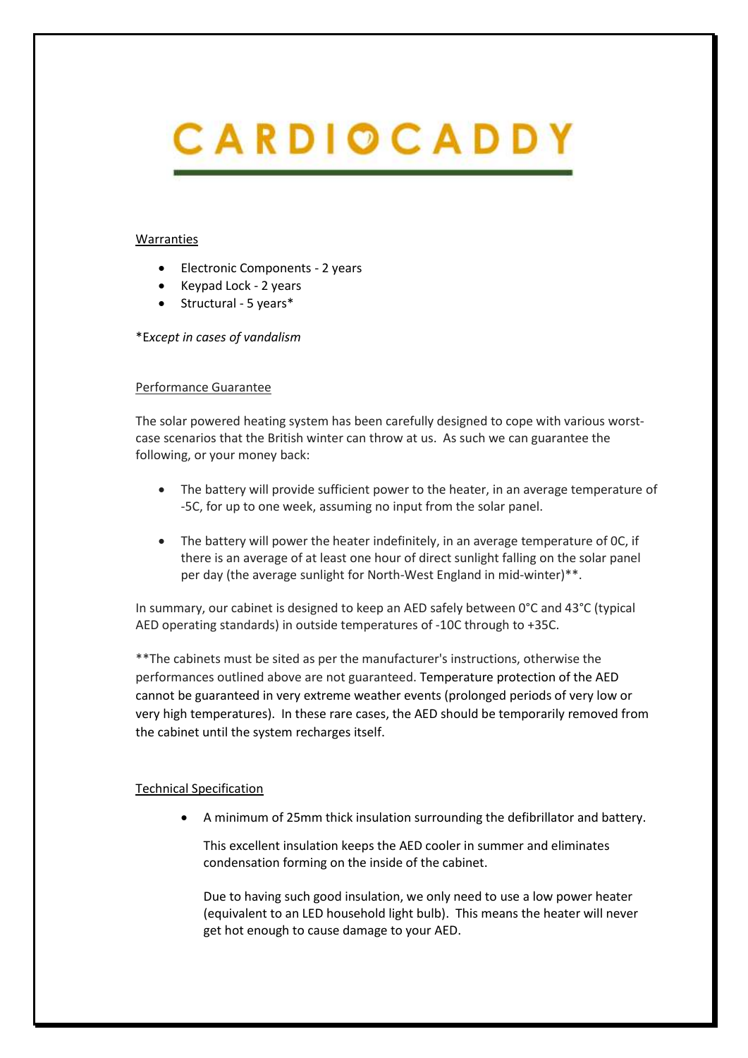# CARDIOCADDY

## Warranties

- Electronic Components - 2 years
- Keypad Lock - 2 years
- Structural - 5 years*

*E*xcept in cases of vandalism*

## Performance Guarantee

The solar powered heating system has been carefully designed to cope with various worst-case scenarios that the British winter can throw at us. As such we can guarantee the following, or your money back:

- The battery will provide sufficient power to the heater, in an average temperature of -5C, for up to one week, assuming no input from the solar panel.
- The battery will power the heater indefinitely, in an average temperature of 0C, if there is an average of at least one hour of direct sunlight falling on the solar panel per day (the average sunlight for North-West England in mid-winter)**.

In summary, our cabinet is designed to keep an AED safely between 0°C and 43°C (typical AED operating standards) in outside temperatures of -10C through to +35C.

**The cabinets must be sited as per the manufacturer's instructions, otherwise the performances outlined above are not guaranteed. Temperature protection of the AED cannot be guaranteed in very extreme weather events (prolonged periods of very low or very high temperatures). In these rare cases, the AED should be temporarily removed from the cabinet until the system recharges itself.

## Technical Specification

- A minimum of 25mm thick insulation surrounding the defibrillator and battery.

  This excellent insulation keeps the AED cooler in summer and eliminates condensation forming on the inside of the cabinet.

  Due to having such good insulation, we only need to use a low power heater (equivalent to an LED household light bulb). This means the heater will never get hot enough to cause damage to your AED.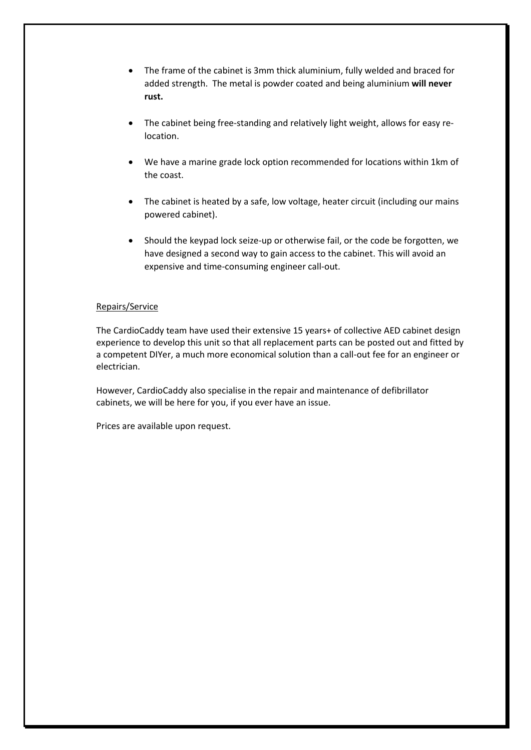- The frame of the cabinet is 3mm thick aluminium, fully welded and braced for added strength. The metal is powder coated and being aluminium **will never rust.**

- The cabinet being free-standing and relatively light weight, allows for easy re-location.

- We have a marine grade lock option recommended for locations within 1km of the coast.

- The cabinet is heated by a safe, low voltage, heater circuit (including our mains powered cabinet).

- Should the keypad lock seize-up or otherwise fail, or the code be forgotten, we have designed a second way to gain access to the cabinet. This will avoid an expensive and time-consuming engineer call-out.

<u>Repairs/Service</u>

The CardioCaddy team have used their extensive 15 years+ of collective AED cabinet design experience to develop this unit so that all replacement parts can be posted out and fitted by a competent DIYer, a much more economical solution than a call-out fee for an engineer or electrician.

However, CardioCaddy also specialise in the repair and maintenance of defibrillator cabinets, we will be here for you, if you ever have an issue.

Prices are available upon request.